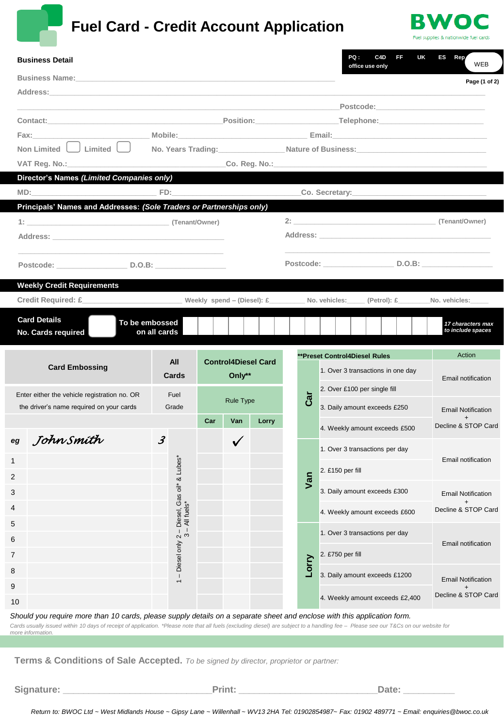# Fuel Card - Credit Account Application

**BWOC**
Fuel supplies & nationwide fuel cards

PQ : C4D FF UK ES Rep WEB
office use only

**Business Detail**

Business Name: ____________________

Address: ____________________

____________________ Postcode: ____________________

Contact: ____________________ Position: ____________________ Telephone: ____________________

Fax: ____________________ Mobile: ____________________ Email: ____________________

Non Limited ☐ Limited ☐ No. Years Trading: ____________________ Nature of Business: ____________________

VAT Reg. No.: ____________________ Co. Reg. No.: ____________________

## Director's Names *(Limited Companies only)*

MD: ____________________ FD: ____________________ Co. Secretary: ____________________

## Principals' Names and Addresses: *(Sole Traders or Partnerships only)*

1: ____________________ (Tenant/Owner)

Address: ____________________

____________________

Postcode: ____________________ D.O.B: ____________________

2: ____________________ (Tenant/Owner)

Address: ____________________

____________________

Postcode: ____________________ D.O.B: ____________________

## Weekly Credit Requirements

Credit Required: £____________________ Weekly spend – (Diesel): £__________ No. vehicles:_____ (Petrol): £__________ No. vehicles:_____

## Card Details

No. Cards required ☐ To be embossed on all cards ☐☐☐☐☐☐☐☐☐☐☐☐☐☐☐☐☐ *17 characters max to include spaces*

| | Card Embossing | All Cards | Control4Diesel Card Only** | | |
|---|---|---|---|---|---|
| | Enter either the vehicle registration no. OR the driver's name required on your cards | Fuel Grade | Rule Type | | |
| | | | Car | Van | Lorry |
| eg | *John Smith* | *3* | | ✓ | |
| 1 | | | | | |
| 2 | | | | | |
| 3 | | | | | |
| 4 | | | | | |
| 5 | | | | | |
| 6 | | | | | |
| 7 | | | | | |
| 8 | | | | | |
| 9 | | | | | |
| 10 | | | | | |

Fuel Grade: 1 – Diesel only 2 – Diesel, Gas oil* & Lubes* 3 – All fuels*

| | **Preset Control4Diesel Rules | Action |
|---|---|---|
| Car | 1. Over 3 transactions in one day | Email notification |
| | 2. Over £100 per single fill | |
| | 3. Daily amount exceeds £250 | Email Notification + Decline & STOP Card |
| | 4. Weekly amount exceeds £500 | |
| Van | 1. Over 3 transactions per day | Email notification |
| | 2. £150 per fill | |
| | 3. Daily amount exceeds £300 | Email Notification + Decline & STOP Card |
| | 4. Weekly amount exceeds £600 | |
| Lorry | 1. Over 3 transactions per day | Email notification |
| | 2. £750 per fill | |
| | 3. Daily amount exceeds £1200 | Email Notification + Decline & STOP Card |
| | 4. Weekly amount exceeds £2,400 | |

*Should you require more than 10 cards, please supply details on a separate sheet and enclose with this application form.*

*Cards usually issued within 10 days of receipt of application. *Please note that all fuels (excluding diesel) are subject to a handling fee – Please see our T&Cs on our website for more information.*

**Terms & Conditions of Sale Accepted.** *To be signed by director, proprietor or partner:*

Signature: ____________________ Print: ____________________ Date: __________

*Return to: BWOC Ltd ~ West Midlands House ~ Gipsy Lane ~ Willenhall ~ WV13 2HA Tel: 01902854987~ Fax: 01902 489771 ~ Email: enquiries@bwoc.co.uk*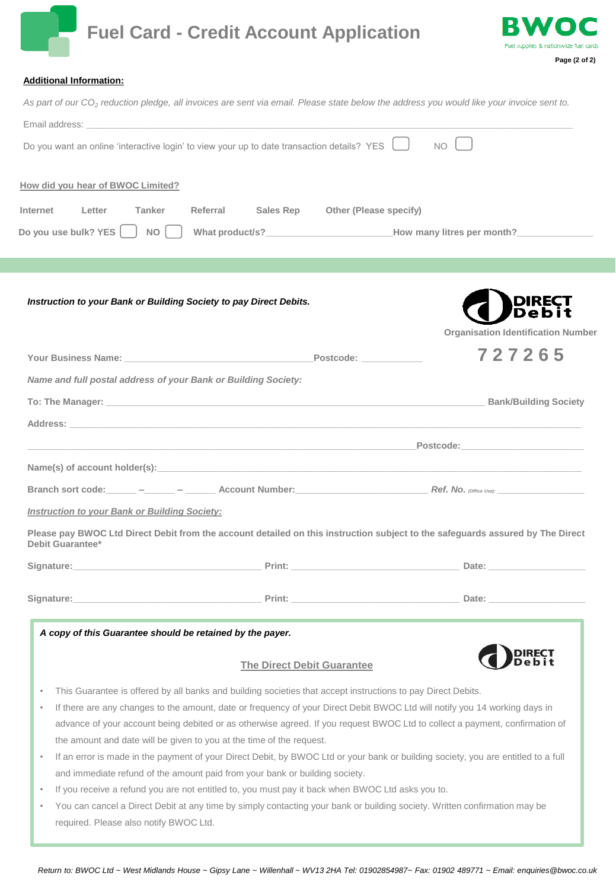# Fuel Card - Credit Account Application

BWOC
Fuel supplies & nationwide fuel cards

**Additional Information:**

*As part of our $CO_2$ reduction pledge, all invoices are sent via email. Please state below the address you would like your invoice sent to.*

Email address: ____________________________________________

Do you want an online 'interactive login' to view your up to date transaction details? YES ☐ NO ☐

**How did you hear of BWOC Limited?**

Internet   Letter   Tanker   Referral   Sales Rep   Other (Please specify)

**Do you use bulk? YES ☐ NO ☐ What product/s?______________________ How many litres per month?______________**

***Instruction to your Bank or Building Society to pay Direct Debits.***

DIRECT Debit

**Organisation Identification Number**

**7 2 7 2 6 5**

**Your Business Name:** ________________________________ **Postcode:** ___________

***Name and full postal address of your Bank or Building Society:***

**To: The Manager:** ____________________________________________ **Bank/Building Society**

**Address:** ____________________________________________

____________________________________________ **Postcode:** ______________________

**Name(s) of account holder(s):** ____________________________________________

**Branch sort code:** ______ – ______ – ______ **Account Number:** ______________________ ***Ref. No.*** *(Office Use)*: __________________

***Instruction to your Bank or Building Society:***

**Please pay BWOC Ltd Direct Debit from the account detailed on this instruction subject to the safeguards assured by The Direct Debit Guarantee***

**Signature:** ________________________ **Print:** ________________________ **Date:** ________________

**Signature:** ________________________ **Print:** ________________________ **Date:** ________________

***A copy of this Guarantee should be retained by the payer.***

DIRECT Debit

**The Direct Debit Guarantee**

- This Guarantee is offered by all banks and building societies that accept instructions to pay Direct Debits.
- If there are any changes to the amount, date or frequency of your Direct Debit BWOC Ltd will notify you 14 working days in advance of your account being debited or as otherwise agreed. If you request BWOC Ltd to collect a payment, confirmation of the amount and date will be given to you at the time of the request.
- If an error is made in the payment of your Direct Debit, by BWOC Ltd or your bank or building society, you are entitled to a full and immediate refund of the amount paid from your bank or building society.
- If you receive a refund you are not entitled to, you must pay it back when BWOC Ltd asks you to.
- You can cancel a Direct Debit at any time by simply contacting your bank or building society. Written confirmation may be required. Please also notify BWOC Ltd.

*Return to: BWOC Ltd ~ West Midlands House ~ Gipsy Lane ~ Willenhall ~ WV13 2HA Tel: 01902854987~ Fax: 01902 489771 ~ Email: enquiries@bwoc.co.uk*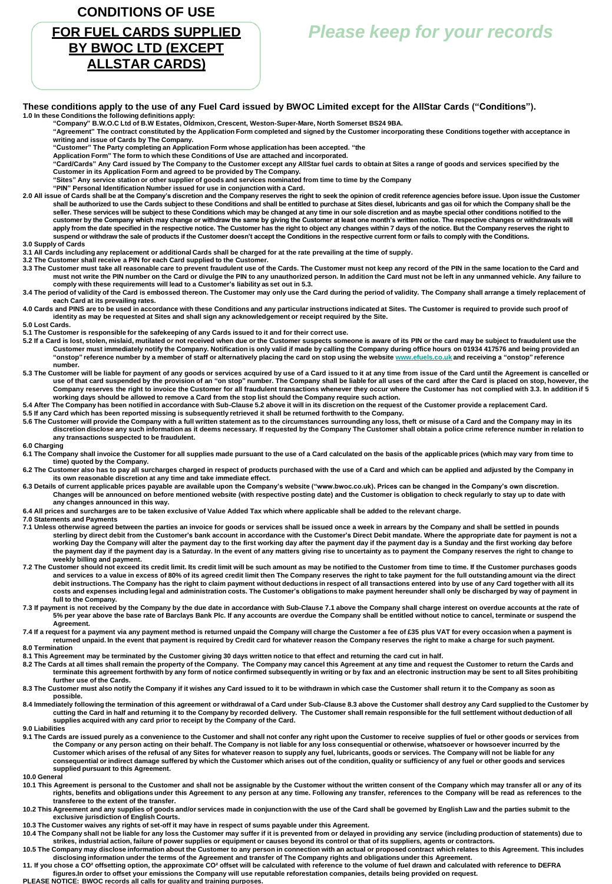# CONDITIONS OF USE

## FOR FUEL CARDS SUPPLIED BY BWOC LTD (EXCEPT ALLSTAR CARDS)

*Please keep for your records*

**These conditions apply to the use of any Fuel Card issued by BWOC Limited except for the AllStar Cards ("Conditions").**

**1.0 In these Conditions the following definitions apply:**

**"Company" B.W.O.C Ltd of B.W Estates, Oldmixon, Crescent, Weston-Super-Mare, North Somerset BS24 9BA.**

**"Agreement" The contract constituted by the Application Form completed and signed by the Customer incorporating these Conditions together with acceptance in writing and issue of Cards by The Company.**

**"Customer" The Party completing an Application Form whose application has been accepted. "the Application Form" The form to which these Conditions of Use are attached and incorporated.**

**"Card/Cards" Any Card issued by The Company to the Customer except any AllStar fuel cards to obtain at Sites a range of goods and services specified by the Customer in its Application Form and agreed to be provided by The Company.**

**"Sites" Any service station or other supplier of goods and services nominated from time to time by the Company**

**"PIN" Personal Identification Number issued for use in conjunction with a Card.**

**2.0 All issue of Cards shall be at the Company's discretion and the Company reserves the right to seek the opinion of credit reference agencies before issue. Upon issue the Customer shall be authorized to use the Cards subject to these Conditions and shall be entitled to purchase at Sites diesel, lubricants and gas oil for which the Company shall be the seller. These services will be subject to these Conditions which may be changed at any time in our sole discretion and as maybe special other conditions notified to the customer by the Company which may change or withdraw the same by giving the Customer at least one month's written notice. The respective changes or withdrawals will apply from the date specified in the respective notice. The Customer has the right to object any changes within 7 days of the notice. But the Company reserves the right to suspend or withdraw the sale of products if the Customer doesn't accept the Conditions in the respective current form or fails to comply with the Conditions.**

**3.0 Supply of Cards**

**3.1 All Cards including any replacement or additional Cards shall be charged for at the rate prevailing at the time of supply.**

**3.2 The Customer shall receive a PIN for each Card supplied to the Customer.**

**3.3 The Customer must take all reasonable care to prevent fraudulent use of the Cards. The Customer must not keep any record of the PIN in the same location to the Card and must not write the PIN number on the Card or divulge the PIN to any unauthorized person. In addition the Card must not be left in any unmanned vehicle. Any failure to comply with these requirements will lead to a Customer's liability as set out in 5.3.**

**3.4 The period of validity of the Card is embossed thereon. The Customer may only use the Card during the period of validity. The Company shall arrange a timely replacement of each Card at its prevailing rates.**

**4.0 Cards and PINS are to be used in accordance with these Conditions and any particular instructions indicated at Sites. The Customer is required to provide such proof of identity as may be requested at Sites and shall sign any acknowledgement or receipt required by the Site.**

**5.0 Lost Cards.**

**5.1 The Customer is responsible for the safekeeping of any Cards issued to it and for their correct use.**

**5.2 If a Card is lost, stolen, mislaid, mutilated or not received when due or the Customer suspects someone is aware of its PIN or the card may be subject to fraudulent use the Customer must immediately notify the Company. Notification is only valid if made by calling the Company during office hours on 01934 417576 and being provided an "onstop" reference number by a member of staff or alternatively placing the card on stop using the website [www.efuels.co.uk](http://www.efuels.co.uk) and receiving a "onstop" reference number.**

**5.3 The Customer will be liable for payment of any goods or services acquired by use of a Card issued to it at any time from issue of the Card until the Agreement is cancelled or use of that card suspended by the provision of an "on stop" number. The Company shall be liable for all uses of the card after the Card is placed on stop, however, the Company reserves the right to invoice the Customer for all fraudulent transactions whenever they occur where the Customer has not complied with 3.3. In addition if 5 working days should be allowed to remove a Card from the stop list should the Company require such action.**

**5.4 After The Company has been notified in accordance with Sub-Clause 5.2 above it will in its discretion on the request of the Customer provide a replacement Card.**

**5.5 If any Card which has been reported missing is subsequently retrieved it shall be returned forthwith to the Company.**

**5.6 The Customer will provide the Company with a full written statement as to the circumstances surrounding any loss, theft or misuse of a Card and the Company may in its discretion disclose any such information as it deems necessary. If requested by the Company The Customer shall obtain a police crime reference number in relation to any transactions suspected to be fraudulent.**

**6.0 Charging**

**6.1 The Company shall invoice the Customer for all supplies made pursuant to the use of a Card calculated on the basis of the applicable prices (which may vary from time to time) quoted by the Company.**

**6.2 The Customer also has to pay all surcharges charged in respect of products purchased with the use of a Card and which can be applied and adjusted by the Company in its own reasonable discretion at any time and take immediate effect.**

**6.3 Details of current applicable prices payable are available upon the Company's website ("www.bwoc.co.uk). Prices can be changed in the Company's own discretion. Changes will be announced on before mentioned website (with respective posting date) and the Customer is obligation to check regularly to stay up to date with any changes announced in this way.**

**6.4 All prices and surcharges are to be taken exclusive of Value Added Tax which where applicable shall be added to the relevant charge.**

**7.0 Statements and Payments**

**7.1 Unless otherwise agreed between the parties an invoice for goods or services shall be issued once a week in arrears by the Company and shall be settled in pounds sterling by direct debit from the Customer's bank account in accordance with the Customer's Direct Debit mandate. Where the appropriate date for payment is not a working Day the Company will alter the payment day to the first working day after the payment day if the payment day is a Sunday and the first working day before the payment day if the payment day is a Saturday. In the event of any matters giving rise to uncertainty as to payment the Company reserves the right to change to weekly billing and payment.**

**7.2 The Customer should not exceed its credit limit. Its credit limit will be such amount as may be notified to the Customer from time to time. If the Customer purchases goods and services to a value in excess of 80% of its agreed credit limit then The Company reserves the right to take payment for the full outstanding amount via the direct debit instructions. The Company has the right to claim payment without deductions in respect of all transactions entered into by use of any Card together with all its costs and expenses including legal and administration costs. The Customer's obligations to make payment hereunder shall only be discharged by way of payment in full to the Company.**

**7.3 If payment is not received by the Company by the due date in accordance with Sub-Clause 7.1 above the Company shall charge interest on overdue accounts at the rate of 5% per year above the base rate of Barclays Bank Plc. If any accounts are overdue the Company shall be entitled without notice to cancel, terminate or suspend the Agreement.**

**7.4 If a request for a payment via any payment method is returned unpaid the Company will charge the Customer a fee of £35 plus VAT for every occasion when a payment is returned unpaid. In the event that payment is required by Credit card for whatever reason the Company reserves the right to make a charge for such payment.**

**8.0 Termination**

**8.1 This Agreement may be terminated by the Customer giving 30 days written notice to that effect and returning the card cut in half.**

**8.2 The Cards at all times shall remain the property of the Company. The Company may cancel this Agreement at any time and request the Customer to return the Cards and terminate this agreement forthwith by any form of notice confirmed subsequently in writing or by fax and an electronic instruction may be sent to all Sites prohibiting further use of the Cards.**

**8.3 The Customer must also notify the Company if it wishes any Card issued to it to be withdrawn in which case the Customer shall return it to the Company as soon as possible.**

**8.4 Immediately following the termination of this agreement or withdrawal of a Card under Sub-Clause 8.3 above the Customer shall destroy any Card supplied to the Customer by cutting the Card in half and returning it to the Company by recorded delivery. The Customer shall remain responsible for the full settlement without deduction of all supplies acquired with any card prior to receipt by the Company of the Card.**

**9.0 Liabilities**

**9.1 The Cards are issued purely as a convenience to the Customer and shall not confer any right upon the Customer to receive supplies of fuel or other goods or services from the Company or any person acting on their behalf. The Company is not liable for any loss consequential or otherwise, whatsoever or howsoever incurred by the Customer which arises of the refusal of any Sites for whatever reason to supply any fuel, lubricants, goods or services. The Company will not be liable for any consequential or indirect damage suffered by which the Customer which arises out of the condition, quality or sufficiency of any fuel or other goods and services supplied pursuant to this Agreement.**

**10.0 General**

**10.1 This Agreement is personal to the Customer and shall not be assignable by the Customer without the written consent of the Company which may transfer all or any of its rights, benefits and obligations under this Agreement to any person at any time. Following any transfer, references to the Company will be read as references to the transferee to the extent of the transfer.**

**10.2 This Agreement and any supplies of goods and/or services made in conjunction with the use of the Card shall be governed by English Law and the parties submit to the exclusive jurisdiction of English Courts.**

**10.3 The Customer waives any rights of set-off it may have in respect of sums payable under this Agreement.**

**10.4 The Company shall not be liable for any loss the Customer may suffer if it is prevented from or delayed in providing any service (including production of statements) due to strikes, industrial action, failure of power supplies or equipment or causes beyond its control or that of its suppliers, agents or contractors.**

**10.5 The Company may disclose information about the Customer to any person in connection with an actual or proposed contract which relates to this Agreement. This includes disclosing information under the terms of the Agreement and transfer of The Company rights and obligations under this Agreement.**

**11. If you chose a $CO^2$ offsetting option, the approximate $CO^2$ offset will be calculated with reference to the volume of fuel drawn and calculated with reference to DEFRA figures.In order to offset your emissions the Company will use reputable reforestation companies, details being provided on request.**

**PLEASE NOTICE: BWOC records all calls for quality and training purposes.**